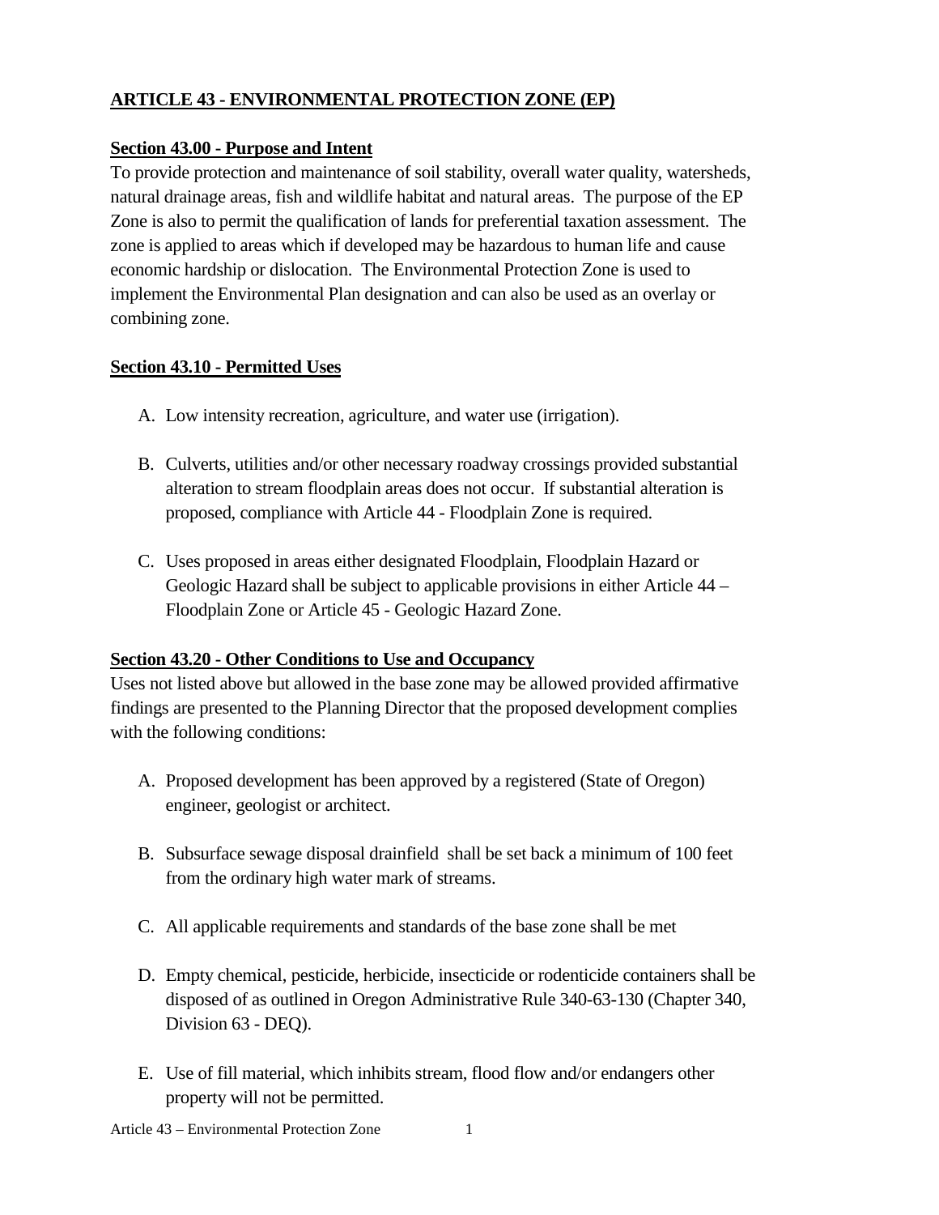# ARTICLE 43 - ENVIRONMENTAL PROTECTION ZONE (EP)

## Section 43.00 - Purpose and Intent

To provide protection and maintenance of soil stability, overall water quality, watersheds, natural drainage areas, fish and wildlife habitat and natural areas. The purpose of the EP Zone is also to permit the qualification of lands for preferential taxation assessment. The zone is applied to areas which if developed may be hazardous to human life and cause economic hardship or dislocation. The Environmental Protection Zone is used to implement the Environmental Plan designation and can also be used as an overlay or combining zone.

## Section 43.10 - Permitted Uses

A. Low intensity recreation, agriculture, and water use (irrigation).

B. Culverts, utilities and/or other necessary roadway crossings provided substantial alteration to stream floodplain areas does not occur. If substantial alteration is proposed, compliance with Article 44 - Floodplain Zone is required.

C. Uses proposed in areas either designated Floodplain, Floodplain Hazard or Geologic Hazard shall be subject to applicable provisions in either Article 44 – Floodplain Zone or Article 45 - Geologic Hazard Zone.

## Section 43.20 - Other Conditions to Use and Occupancy

Uses not listed above but allowed in the base zone may be allowed provided affirmative findings are presented to the Planning Director that the proposed development complies with the following conditions:

A. Proposed development has been approved by a registered (State of Oregon) engineer, geologist or architect.

B. Subsurface sewage disposal drainfield shall be set back a minimum of 100 feet from the ordinary high water mark of streams.

C. All applicable requirements and standards of the base zone shall be met

D. Empty chemical, pesticide, herbicide, insecticide or rodenticide containers shall be disposed of as outlined in Oregon Administrative Rule 340-63-130 (Chapter 340, Division 63 - DEQ).

E. Use of fill material, which inhibits stream, flood flow and/or endangers other property will not be permitted.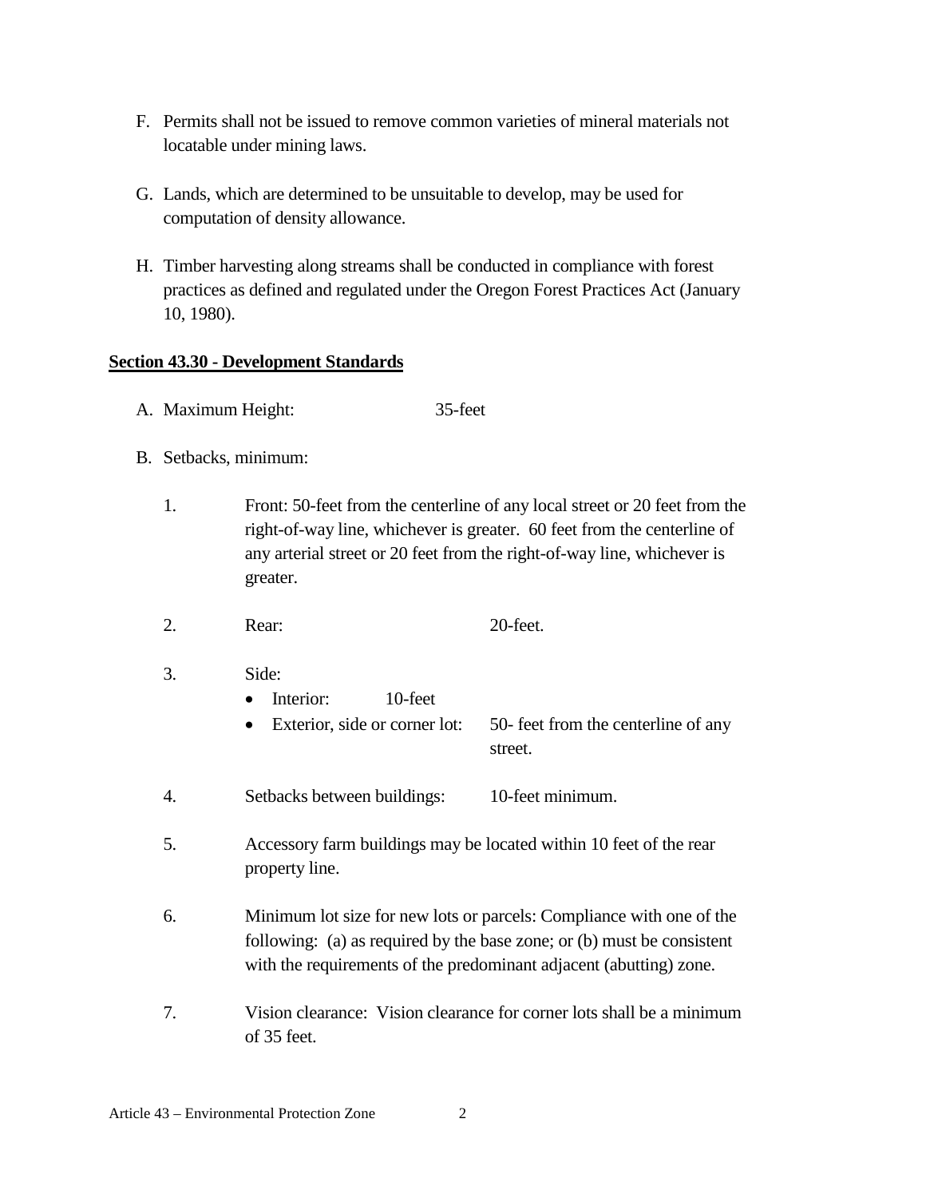F. Permits shall not be issued to remove common varieties of mineral materials not locatable under mining laws.

G. Lands, which are determined to be unsuitable to develop, may be used for computation of density allowance.

H. Timber harvesting along streams shall be conducted in compliance with forest practices as defined and regulated under the Oregon Forest Practices Act (January 10, 1980).

**Section 43.30 - Development Standards**

A. Maximum Height: 35-feet

B. Setbacks, minimum:

1. Front: 50-feet from the centerline of any local street or 20 feet from the right-of-way line, whichever is greater. 60 feet from the centerline of any arterial street or 20 feet from the right-of-way line, whichever is greater.

2. Rear: 20-feet.

3. Side:
   - Interior: 10-feet
   - Exterior, side or corner lot: 50- feet from the centerline of any street.

4. Setbacks between buildings: 10-feet minimum.

5. Accessory farm buildings may be located within 10 feet of the rear property line.

6. Minimum lot size for new lots or parcels: Compliance with one of the following: (a) as required by the base zone; or (b) must be consistent with the requirements of the predominant adjacent (abutting) zone.

7. Vision clearance: Vision clearance for corner lots shall be a minimum of 35 feet.